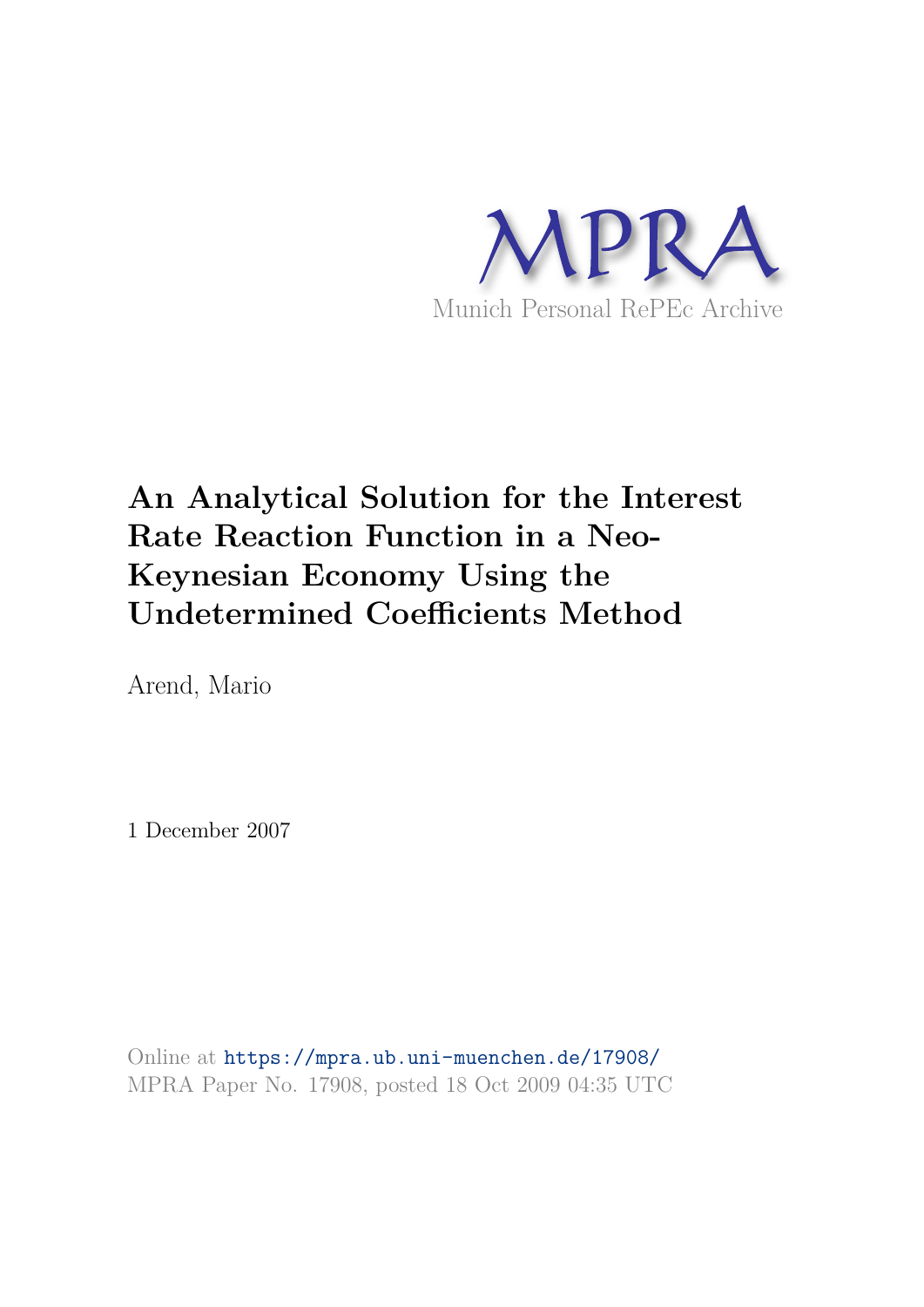MPRA

Munich Personal RePEc Archive

# An Analytical Solution for the Interest Rate Reaction Function in a Neo-Keynesian Economy Using the Undetermined Coefficients Method

Arend, Mario

1 December 2007

Online at https://mpra.ub.uni-muenchen.de/17908/
MPRA Paper No. 17908, posted 18 Oct 2009 04:35 UTC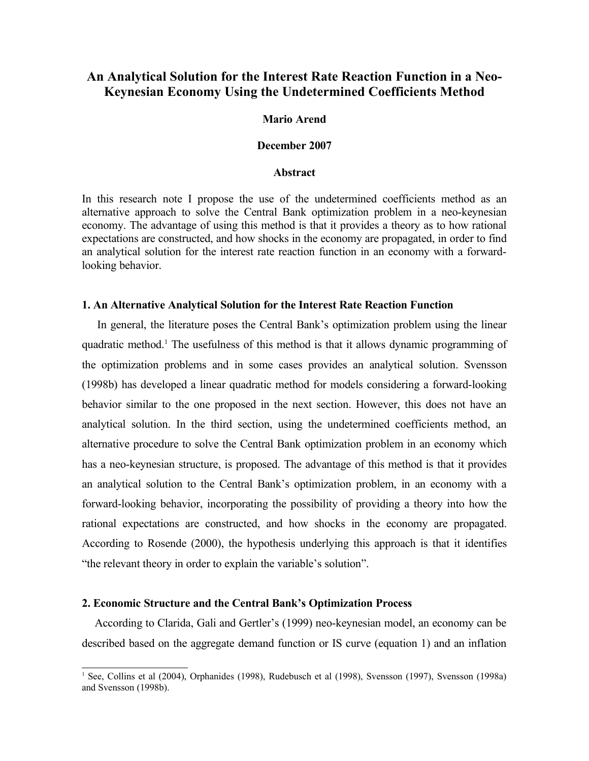# An Analytical Solution for the Interest Rate Reaction Function in a Neo-Keynesian Economy Using the Undetermined Coefficients Method

**Mario Arend**

**December 2007**

**Abstract**

In this research note I propose the use of the undetermined coefficients method as an alternative approach to solve the Central Bank optimization problem in a neo-keynesian economy. The advantage of using this method is that it provides a theory as to how rational expectations are constructed, and how shocks in the economy are propagated, in order to find an analytical solution for the interest rate reaction function in an economy with a forward-looking behavior.

## 1. An Alternative Analytical Solution for the Interest Rate Reaction Function

In general, the literature poses the Central Bank's optimization problem using the linear quadratic method.[1] The usefulness of this method is that it allows dynamic programming of the optimization problems and in some cases provides an analytical solution. Svensson (1998b) has developed a linear quadratic method for models considering a forward-looking behavior similar to the one proposed in the next section. However, this does not have an analytical solution. In the third section, using the undetermined coefficients method, an alternative procedure to solve the Central Bank optimization problem in an economy which has a neo-keynesian structure, is proposed. The advantage of this method is that it provides an analytical solution to the Central Bank's optimization problem, in an economy with a forward-looking behavior, incorporating the possibility of providing a theory into how the rational expectations are constructed, and how shocks in the economy are propagated. According to Rosende (2000), the hypothesis underlying this approach is that it identifies "the relevant theory in order to explain the variable's solution".

## 2. Economic Structure and the Central Bank's Optimization Process

According to Clarida, Gali and Gertler's (1999) neo-keynesian model, an economy can be described based on the aggregate demand function or IS curve (equation 1) and an inflation

---

[1] See, Collins et al (2004), Orphanides (1998), Rudebusch et al (1998), Svensson (1997), Svensson (1998a) and Svensson (1998b).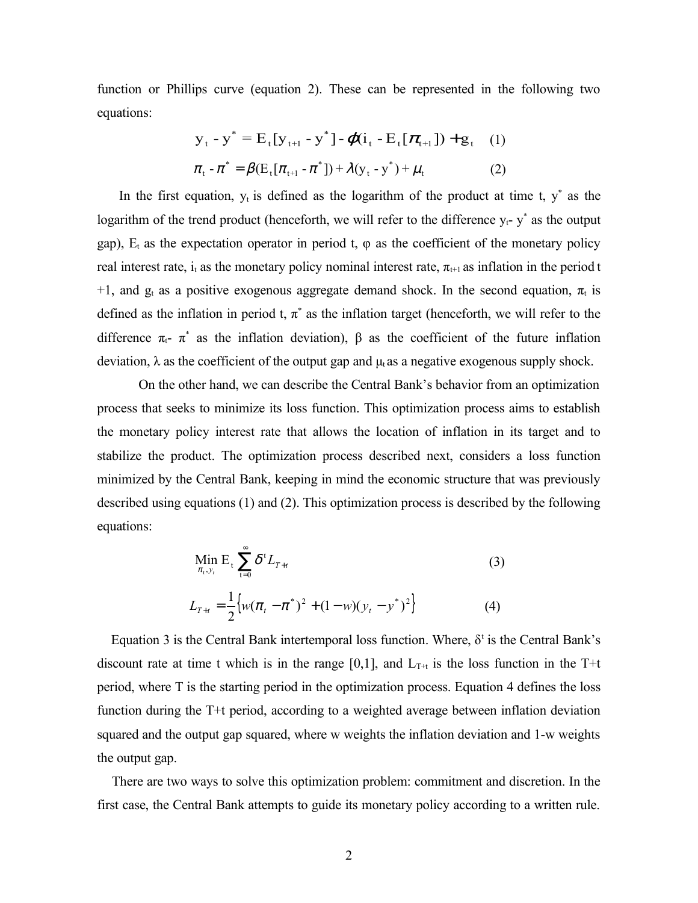function or Phillips curve (equation 2). These can be represented in the following two equations:

$$y_t - y^* = E_t[y_{t+1} - y^*] - \varphi(i_t - E_t[\pi_{t+1}]) + g_t \quad (1)$$

$$\pi_t - \pi^* = \beta(E_t[\pi_{t+1} - \pi^*]) + \lambda(y_t - y^*) + \mu_t \quad (2)$$

In the first equation, $y_t$ is defined as the logarithm of the product at time t, $y^*$ as the logarithm of the trend product (henceforth, we will refer to the difference $y_t - y^*$ as the output gap), $E_t$ as the expectation operator in period t, $\varphi$ as the coefficient of the monetary policy real interest rate, $i_t$ as the monetary policy nominal interest rate, $\pi_{t+1}$ as inflation in the period t +1, and $g_t$ as a positive exogenous aggregate demand shock. In the second equation, $\pi_t$ is defined as the inflation in period t, $\pi^*$ as the inflation target (henceforth, we will refer to the difference $\pi_t - \pi^*$ as the inflation deviation), $\beta$ as the coefficient of the future inflation deviation, $\lambda$ as the coefficient of the output gap and $\mu_t$ as a negative exogenous supply shock.

On the other hand, we can describe the Central Bank's behavior from an optimization process that seeks to minimize its loss function. This optimization process aims to establish the monetary policy interest rate that allows the location of inflation in its target and to stabilize the product. The optimization process described next, considers a loss function minimized by the Central Bank, keeping in mind the economic structure that was previously described using equations (1) and (2). This optimization process is described by the following equations:

$$\underset{\pi_t, y_t}{\text{Min}} \; E_t \sum_{t=0}^{\infty} \delta^t L_{T+t} \quad (3)$$

$$L_{T+t} = \frac{1}{2}\left\{ w(\pi_t - \pi^*)^2 + (1-w)(y_t - y^*)^2 \right\} \quad (4)$$

Equation 3 is the Central Bank intertemporal loss function. Where, $\delta^t$ is the Central Bank's discount rate at time t which is in the range [0,1], and $L_{T+t}$ is the loss function in the T+t period, where T is the starting period in the optimization process. Equation 4 defines the loss function during the T+t period, according to a weighted average between inflation deviation squared and the output gap squared, where w weights the inflation deviation and 1-w weights the output gap.

There are two ways to solve this optimization problem: commitment and discretion. In the first case, the Central Bank attempts to guide its monetary policy according to a written rule.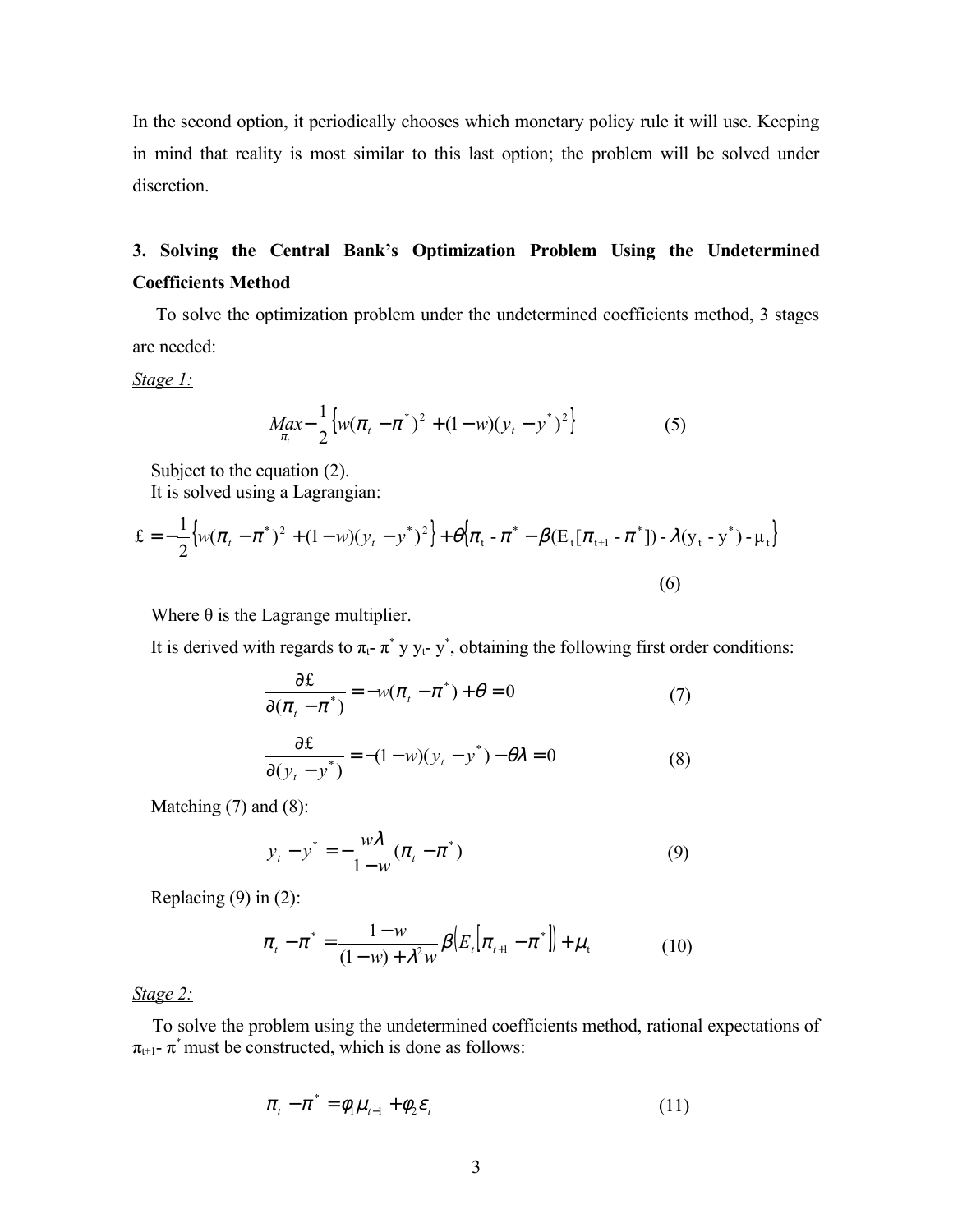In the second option, it periodically chooses which monetary policy rule it will use. Keeping in mind that reality is most similar to this last option; the problem will be solved under discretion.

## 3. Solving the Central Bank's Optimization Problem Using the Undetermined Coefficients Method

To solve the optimization problem under the undetermined coefficients method, 3 stages are needed:

*Stage 1:*

$$\underset{\pi_t}{Max} -\frac{1}{2}\left\{w(\pi_t - \pi^*)^2 + (1-w)(y_t - y^*)^2\right\} \tag{5}$$

Subject to the equation (2).

It is solved using a Lagrangian:

$$\pounds = -\frac{1}{2}\left\{w(\pi_t - \pi^*)^2 + (1-w)(y_t - y^*)^2\right\} + \theta\left\{\pi_t - \pi^* - \beta(E_t[\pi_{t+1} - \pi^*]) - \lambda(y_t - y^*) - \mu_t\right\} \tag{6}$$

Where θ is the Lagrange multiplier.

It is derived with regards to $\pi_t - \pi^*$ y $y_t - y^*$, obtaining the following first order conditions:

$$\frac{\partial \pounds}{\partial(\pi_t - \pi^*)} = -w(\pi_t - \pi^*) + \theta = 0 \tag{7}$$

$$\frac{\partial \pounds}{\partial(y_t - y^*)} = -(1-w)(y_t - y^*) - \theta\lambda = 0 \tag{8}$$

Matching (7) and (8):

$$y_t - y^* = -\frac{w\lambda}{1-w}(\pi_t - \pi^*) \tag{9}$$

Replacing (9) in (2):

$$\pi_t - \pi^* = \frac{1-w}{(1-w) + \lambda^2 w}\beta\left(E_t\left[\pi_{t+1} - \pi^*\right]\right) + \mu_t \tag{10}$$

*Stage 2:*

To solve the problem using the undetermined coefficients method, rational expectations of $\pi_{t+1} - \pi^*$ must be constructed, which is done as follows:

$$\pi_t - \pi^* = \varphi_1 \mu_{t-1} + \varphi_2 \varepsilon_t \tag{11}$$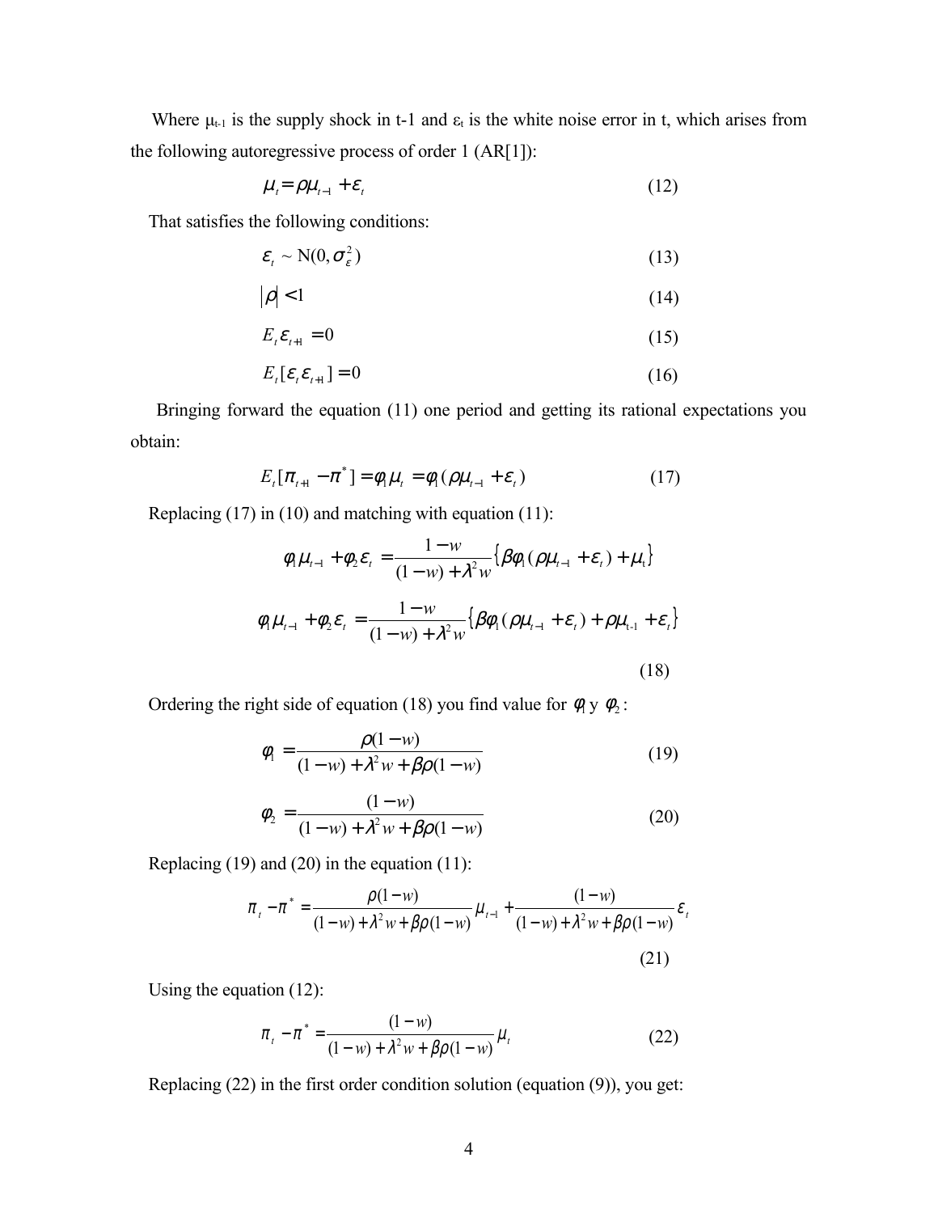Where $\mu_{t-1}$ is the supply shock in t-1 and $\varepsilon_t$ is the white noise error in t, which arises from the following autoregressive process of order 1 (AR[1]):

$$\mu_t = \rho\mu_{t-1} + \varepsilon_t \tag{12}$$

That satisfies the following conditions:

$$\varepsilon_t \sim \mathrm{N}(0, \sigma_\varepsilon^2) \tag{13}$$

$$|\rho| < 1 \tag{14}$$

$$E_t \varepsilon_{t+1} = 0 \tag{15}$$

$$E_t[\varepsilon_t \varepsilon_{t+1}] = 0 \tag{16}$$

Bringing forward the equation (11) one period and getting its rational expectations you obtain:

$$E_t[\pi_{t+1} - \pi^*] = \varphi_1 \mu_t = \varphi_1(\rho\mu_{t-1} + \varepsilon_t) \tag{17}$$

Replacing (17) in (10) and matching with equation (11):

$$\varphi_1\mu_{t-1} + \varphi_2\varepsilon_t = \frac{1-w}{(1-w)+\lambda^2 w}\{\beta\varphi_1(\rho\mu_{t-1} + \varepsilon_t) + \mu_t\}$$

$$\varphi_1\mu_{t-1} + \varphi_2\varepsilon_t = \frac{1-w}{(1-w)+\lambda^2 w}\{\beta\varphi_1(\rho\mu_{t-1} + \varepsilon_t) + \rho\mu_{t-1} + \varepsilon_t\} \tag{18}$$

Ordering the right side of equation (18) you find value for $\varphi_1$ y $\varphi_2$:

$$\varphi_1 = \frac{\rho(1-w)}{(1-w)+\lambda^2 w + \beta\rho(1-w)} \tag{19}$$

$$\varphi_2 = \frac{(1-w)}{(1-w)+\lambda^2 w + \beta\rho(1-w)} \tag{20}$$

Replacing (19) and (20) in the equation (11):

$$\pi_t - \pi^* = \frac{\rho(1-w)}{(1-w)+\lambda^2 w + \beta\rho(1-w)}\mu_{t-1} + \frac{(1-w)}{(1-w)+\lambda^2 w + \beta\rho(1-w)}\varepsilon_t \tag{21}$$

Using the equation (12):

$$\pi_t - \pi^* = \frac{(1-w)}{(1-w)+\lambda^2 w + \beta\rho(1-w)}\mu_t \tag{22}$$

Replacing (22) in the first order condition solution (equation (9)), you get: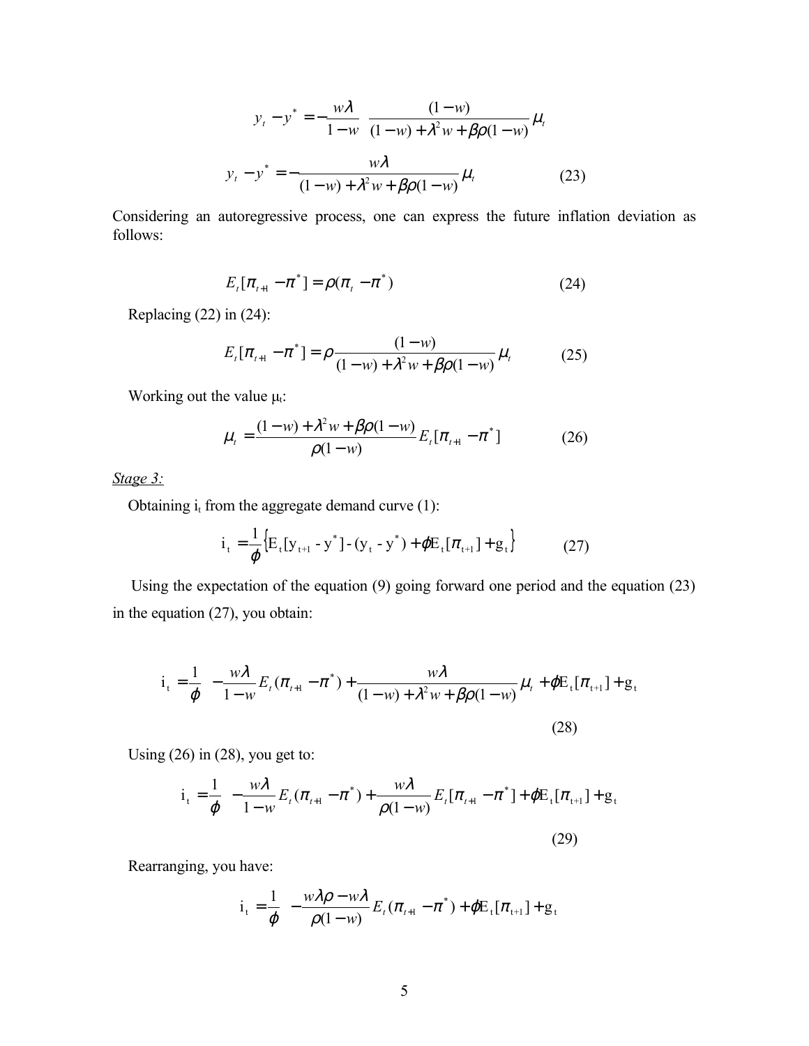$$y_t - y^* = -\frac{w\lambda}{1-w} \frac{(1-w)}{(1-w) + \lambda^2 w + \beta\rho(1-w)} \mu_t$$

$$y_t - y^* = -\frac{w\lambda}{(1-w) + \lambda^2 w + \beta\rho(1-w)} \mu_t \tag{23}$$

Considering an autoregressive process, one can express the future inflation deviation as follows:

$$E_t[\pi_{t+1} - \pi^*] = \rho(\pi_t - \pi^*) \tag{24}$$

Replacing (22) in (24):

$$E_t[\pi_{t+1} - \pi^*] = \rho \frac{(1-w)}{(1-w) + \lambda^2 w + \beta\rho(1-w)} \mu_t \tag{25}$$

Working out the value $\mu_t$:

$$\mu_t = \frac{(1-w) + \lambda^2 w + \beta\rho(1-w)}{\rho(1-w)} E_t[\pi_{t+1} - \pi^*] \tag{26}$$

*Stage 3:*

Obtaining $i_t$ from the aggregate demand curve (1):

$$i_t = \frac{1}{\phi}\left\{E_t[y_{t+1} - y^*] - (y_t - y^*) + \phi E_t[\pi_{t+1}] + g_t\right\} \tag{27}$$

Using the expectation of the equation (9) going forward one period and the equation (23) in the equation (27), you obtain:

$$i_t = \frac{1}{\phi}\left[-\frac{w\lambda}{1-w} E_t(\pi_{t+1} - \pi^*) + \frac{w\lambda}{(1-w) + \lambda^2 w + \beta\rho(1-w)} \mu_t + \phi E_t[\pi_{t+1}] + g_t\right] \tag{28}$$

Using (26) in (28), you get to:

$$i_t = \frac{1}{\phi}\left[-\frac{w\lambda}{1-w} E_t(\pi_{t+1} - \pi^*) + \frac{w\lambda}{\rho(1-w)} E_t[\pi_{t+1} - \pi^*] + \phi E_t[\pi_{t+1}] + g_t\right] \tag{29}$$

Rearranging, you have:

$$i_t = \frac{1}{\phi}\left[-\frac{w\lambda\rho - w\lambda}{\rho(1-w)} E_t(\pi_{t+1} - \pi^*) + \phi E_t[\pi_{t+1}] + g_t\right]$$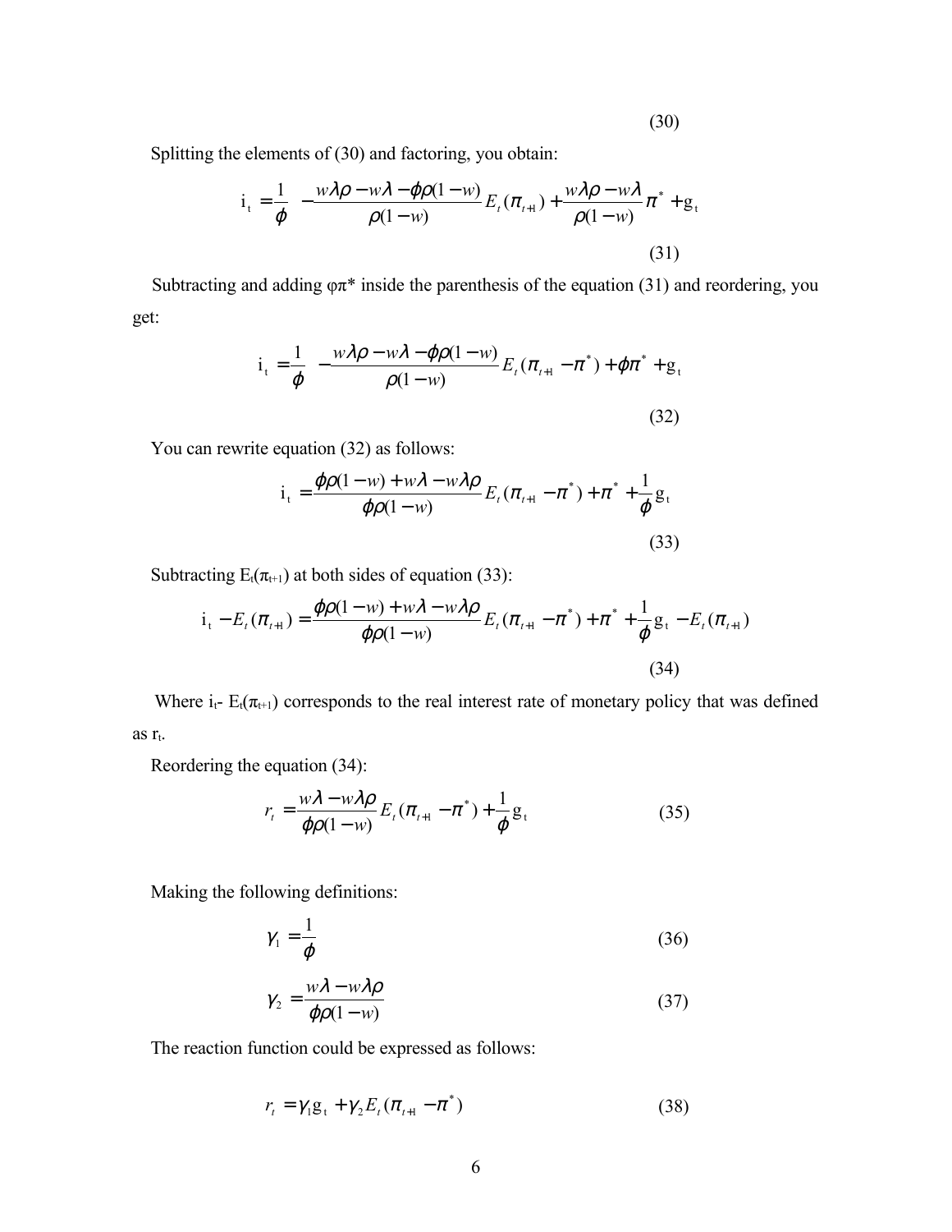(30)

Splitting the elements of (30) and factoring, you obtain:

$$\mathrm{i_t} = \frac{1}{\phi}\left( -\frac{w\lambda\rho - w\lambda - \phi\rho(1-w)}{\rho(1-w)} E_t(\pi_{t+1}) + \frac{w\lambda\rho - w\lambda}{\rho(1-w)}\pi^* + \mathrm{g_t}\right) \tag{31}$$

Subtracting and adding φπ* inside the parenthesis of the equation (31) and reordering, you get:

$$\mathrm{i_t} = \frac{1}{\phi}\left( -\frac{w\lambda\rho - w\lambda - \phi\rho(1-w)}{\rho(1-w)} E_t(\pi_{t+1} - \pi^*) + \phi\pi^* + \mathrm{g_t}\right) \tag{32}$$

You can rewrite equation (32) as follows:

$$\mathrm{i_t} = \frac{\phi\rho(1-w) + w\lambda - w\lambda\rho}{\phi\rho(1-w)} E_t(\pi_{t+1} - \pi^*) + \pi^* + \frac{1}{\phi}\mathrm{g_t} \tag{33}$$

Subtracting $E_t(\pi_{t+1})$ at both sides of equation (33):

$$\mathrm{i_t} - E_t(\pi_{t+1}) = \frac{\phi\rho(1-w) + w\lambda - w\lambda\rho}{\phi\rho(1-w)} E_t(\pi_{t+1} - \pi^*) + \pi^* + \frac{1}{\phi}\mathrm{g_t} - E_t(\pi_{t+1}) \tag{34}$$

Where $\mathrm{i_t} - E_t(\pi_{t+1})$ corresponds to the real interest rate of monetary policy that was defined as $r_t$.

Reordering the equation (34):

$$r_t = \frac{w\lambda - w\lambda\rho}{\phi\rho(1-w)} E_t(\pi_{t+1} - \pi^*) + \frac{1}{\phi}\mathrm{g_t} \tag{35}$$

Making the following definitions:

$$\gamma_1 = \frac{1}{\phi} \tag{36}$$

$$\gamma_2 = \frac{w\lambda - w\lambda\rho}{\phi\rho(1-w)} \tag{37}$$

The reaction function could be expressed as follows:

$$r_t = \gamma_1 \mathrm{g_t} + \gamma_2 E_t(\pi_{t+1} - \pi^*) \tag{38}$$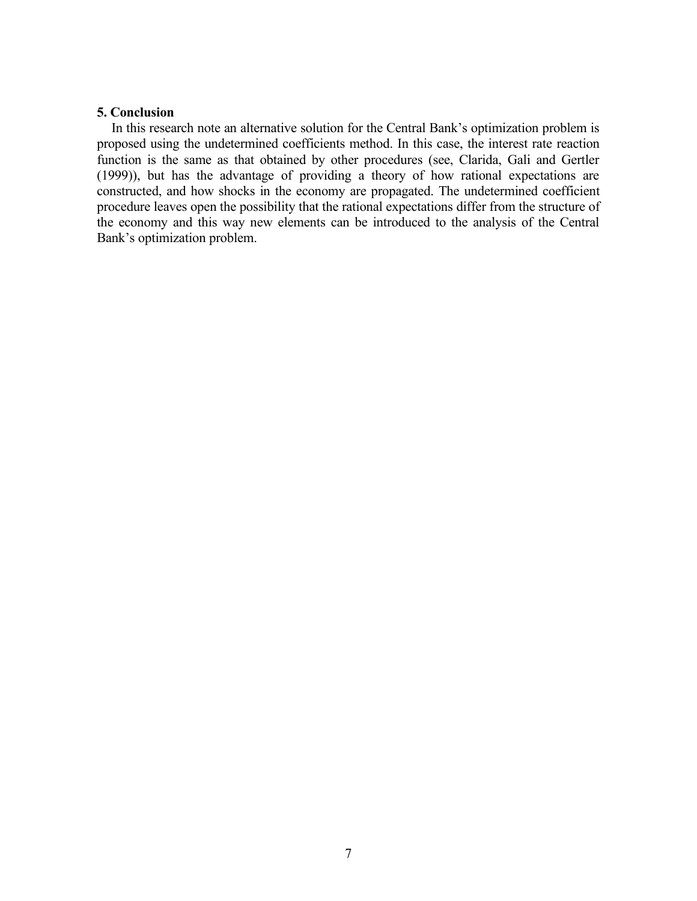## 5. Conclusion

In this research note an alternative solution for the Central Bank's optimization problem is proposed using the undetermined coefficients method. In this case, the interest rate reaction function is the same as that obtained by other procedures (see, Clarida, Gali and Gertler (1999)), but has the advantage of providing a theory of how rational expectations are constructed, and how shocks in the economy are propagated. The undetermined coefficient procedure leaves open the possibility that the rational expectations differ from the structure of the economy and this way new elements can be introduced to the analysis of the Central Bank's optimization problem.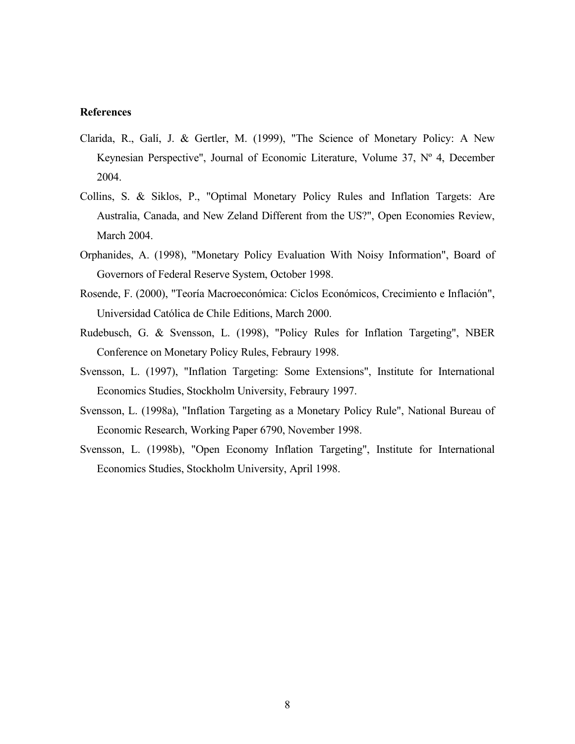**References**

Clarida, R., Galí, J. & Gertler, M. (1999), "The Science of Monetary Policy: A New Keynesian Perspective", Journal of Economic Literature, Volume 37, Nº 4, December 2004.

Collins, S. & Siklos, P., "Optimal Monetary Policy Rules and Inflation Targets: Are Australia, Canada, and New Zeland Different from the US?", Open Economies Review, March 2004.

Orphanides, A. (1998), "Monetary Policy Evaluation With Noisy Information", Board of Governors of Federal Reserve System, October 1998.

Rosende, F. (2000), "Teoría Macroeconómica: Ciclos Económicos, Crecimiento e Inflación", Universidad Católica de Chile Editions, March 2000.

Rudebusch, G. & Svensson, L. (1998), "Policy Rules for Inflation Targeting", NBER Conference on Monetary Policy Rules, Febraury 1998.

Svensson, L. (1997), "Inflation Targeting: Some Extensions", Institute for International Economics Studies, Stockholm University, Febraury 1997.

Svensson, L. (1998a), "Inflation Targeting as a Monetary Policy Rule", National Bureau of Economic Research, Working Paper 6790, November 1998.

Svensson, L. (1998b), "Open Economy Inflation Targeting", Institute for International Economics Studies, Stockholm University, April 1998.